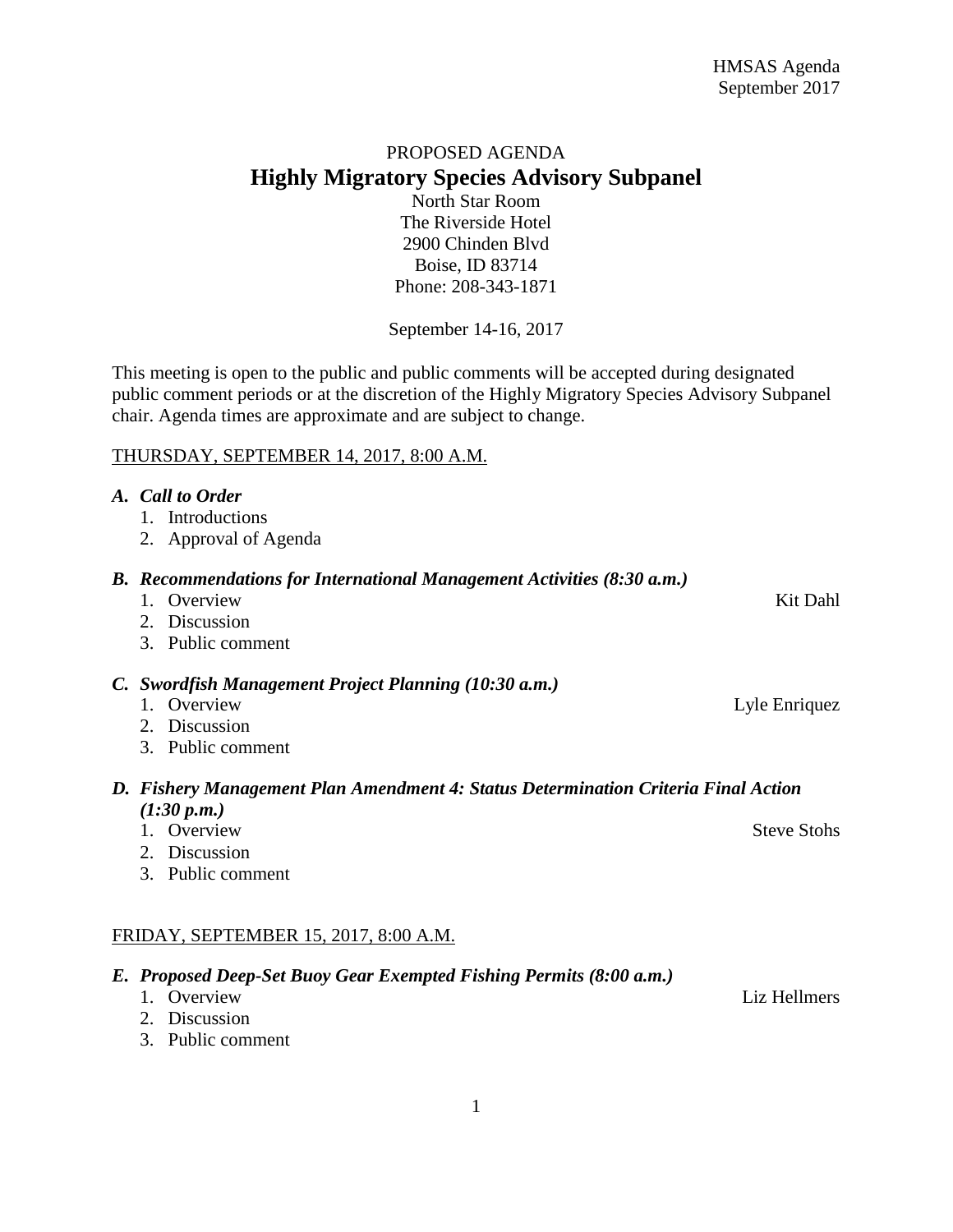PROPOSED AGENDA

# Highly Migratory Species Advisory Subpanel

North Star Room
The Riverside Hotel
2900 Chinden Blvd
Boise, ID 83714
Phone: 208-343-1871

September 14-16, 2017

This meeting is open to the public and public comments will be accepted during designated public comment periods or at the discretion of the Highly Migratory Species Advisory Subpanel chair. Agenda times are approximate and are subject to change.

## THURSDAY, SEPTEMBER 14, 2017, 8:00 A.M.

### *A. Call to Order*

1. Introductions
2. Approval of Agenda

### *B. Recommendations for International Management Activities (8:30 a.m.)*

1. Overview — Kit Dahl
2. Discussion
3. Public comment

### *C. Swordfish Management Project Planning (10:30 a.m.)*

1. Overview — Lyle Enriquez
2. Discussion
3. Public comment

### *D. Fishery Management Plan Amendment 4: Status Determination Criteria Final Action (1:30 p.m.)*

1. Overview — Steve Stohs
2. Discussion
3. Public comment

## FRIDAY, SEPTEMBER 15, 2017, 8:00 A.M.

### *E. Proposed Deep-Set Buoy Gear Exempted Fishing Permits (8:00 a.m.)*

1. Overview — Liz Hellmers
2. Discussion
3. Public comment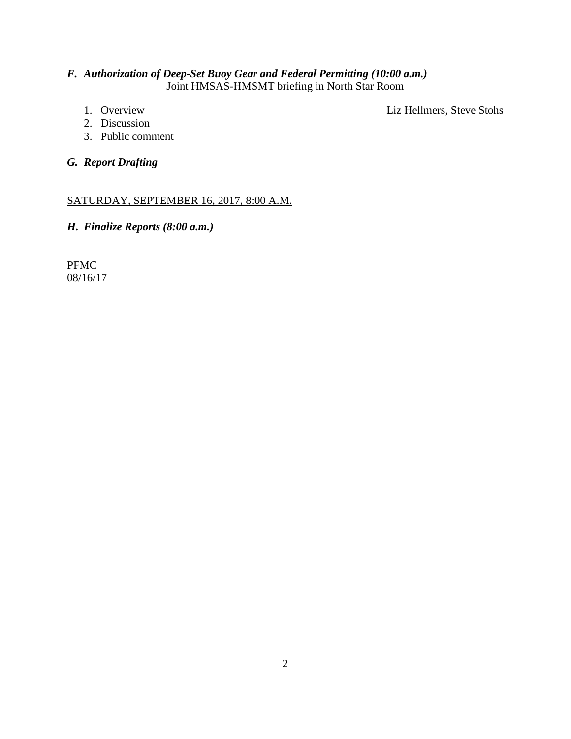### *F. Authorization of Deep-Set Buoy Gear and Federal Permitting (10:00 a.m.)*

Joint HMSAS-HMSMT briefing in North Star Room

1. Overview — Liz Hellmers, Steve Stohs
2. Discussion
3. Public comment

### *G. Report Drafting*

SATURDAY, SEPTEMBER 16, 2017, 8:00 A.M.

### *H. Finalize Reports (8:00 a.m.)*

PFMC
08/16/17